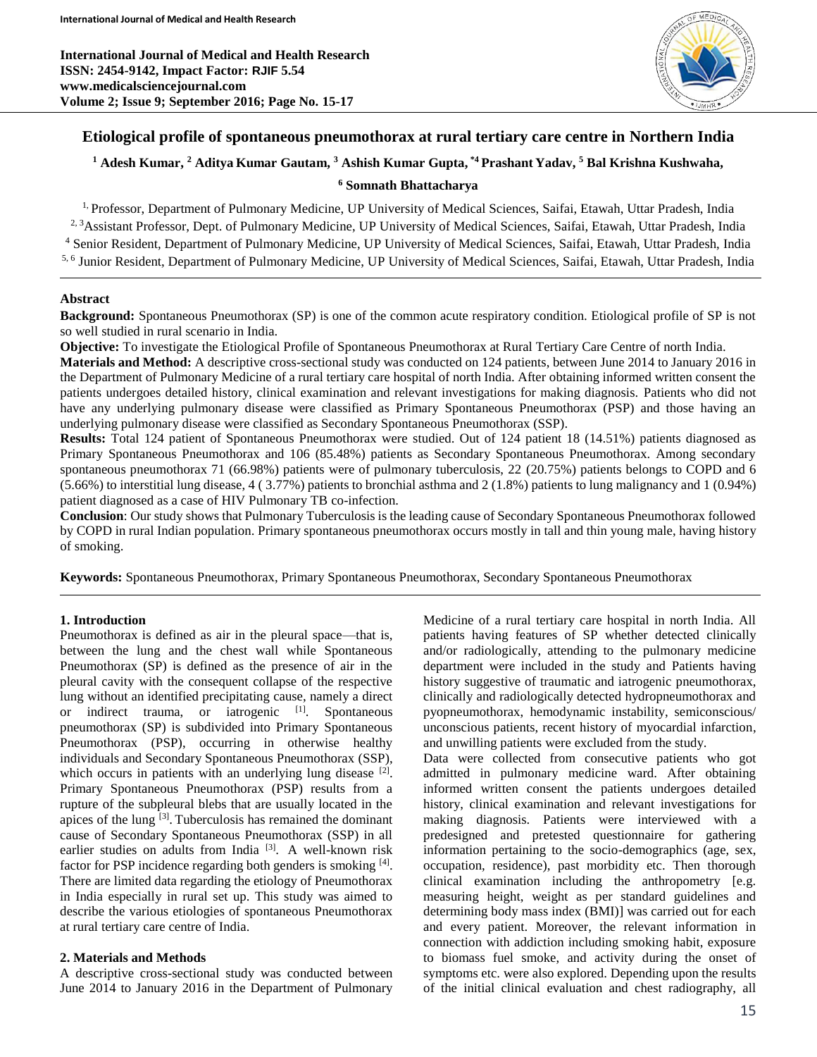# Etiological profile of spontaneous pneumothorax at rural tertiary care centre in Northern India

**[1] Adesh Kumar, [2] Aditya Kumar Gautam, [3] Ashish Kumar Gupta, [*4] Prashant Yadav, [5] Bal Krishna Kushwaha, [6] Somnath Bhattacharya**

[1] Professor, Department of Pulmonary Medicine, UP University of Medical Sciences, Saifai, Etawah, Uttar Pradesh, India

[2, 3] Assistant Professor, Dept. of Pulmonary Medicine, UP University of Medical Sciences, Saifai, Etawah, Uttar Pradesh, India

[4] Senior Resident, Department of Pulmonary Medicine, UP University of Medical Sciences, Saifai, Etawah, Uttar Pradesh, India

[5, 6] Junior Resident, Department of Pulmonary Medicine, UP University of Medical Sciences, Saifai, Etawah, Uttar Pradesh, India

## Abstract

**Background:** Spontaneous Pneumothorax (SP) is one of the common acute respiratory condition. Etiological profile of SP is not so well studied in rural scenario in India.

**Objective:** To investigate the Etiological Profile of Spontaneous Pneumothorax at Rural Tertiary Care Centre of north India.

**Materials and Method:** A descriptive cross-sectional study was conducted on 124 patients, between June 2014 to January 2016 in the Department of Pulmonary Medicine of a rural tertiary care hospital of north India. After obtaining informed written consent the patients undergoes detailed history, clinical examination and relevant investigations for making diagnosis. Patients who did not have any underlying pulmonary disease were classified as Primary Spontaneous Pneumothorax (PSP) and those having an underlying pulmonary disease were classified as Secondary Spontaneous Pneumothorax (SSP).

**Results:** Total 124 patient of Spontaneous Pneumothorax were studied. Out of 124 patient 18 (14.51%) patients diagnosed as Primary Spontaneous Pneumothorax and 106 (85.48%) patients as Secondary Spontaneous Pneumothorax. Among secondary spontaneous pneumothorax 71 (66.98%) patients were of pulmonary tuberculosis, 22 (20.75%) patients belongs to COPD and 6 (5.66%) to interstitial lung disease, 4 ( 3.77%) patients to bronchial asthma and 2 (1.8%) patients to lung malignancy and 1 (0.94%) patient diagnosed as a case of HIV Pulmonary TB co-infection.

**Conclusion**: Our study shows that Pulmonary Tuberculosis is the leading cause of Secondary Spontaneous Pneumothorax followed by COPD in rural Indian population. Primary spontaneous pneumothorax occurs mostly in tall and thin young male, having history of smoking.

**Keywords:** Spontaneous Pneumothorax, Primary Spontaneous Pneumothorax, Secondary Spontaneous Pneumothorax

## 1. Introduction

Pneumothorax is defined as air in the pleural space—that is, between the lung and the chest wall while Spontaneous Pneumothorax (SP) is defined as the presence of air in the pleural cavity with the consequent collapse of the respective lung without an identified precipitating cause, namely a direct or indirect trauma, or iatrogenic [1]. Spontaneous pneumothorax (SP) is subdivided into Primary Spontaneous Pneumothorax (PSP), occurring in otherwise healthy individuals and Secondary Spontaneous Pneumothorax (SSP), which occurs in patients with an underlying lung disease [2]. Primary Spontaneous Pneumothorax (PSP) results from a rupture of the subpleural blebs that are usually located in the apices of the lung [3]. Tuberculosis has remained the dominant cause of Secondary Spontaneous Pneumothorax (SSP) in all earlier studies on adults from India [3]. A well-known risk factor for PSP incidence regarding both genders is smoking [4]. There are limited data regarding the etiology of Pneumothorax in India especially in rural set up. This study was aimed to describe the various etiologies of spontaneous Pneumothorax at rural tertiary care centre of India.

## 2. Materials and Methods

A descriptive cross-sectional study was conducted between June 2014 to January 2016 in the Department of Pulmonary Medicine of a rural tertiary care hospital in north India. All patients having features of SP whether detected clinically and/or radiologically, attending to the pulmonary medicine department were included in the study and Patients having history suggestive of traumatic and iatrogenic pneumothorax, clinically and radiologically detected hydropneumothorax and pyopneumothorax, hemodynamic instability, semiconscious/ unconscious patients, recent history of myocardial infarction, and unwilling patients were excluded from the study.

Data were collected from consecutive patients who got admitted in pulmonary medicine ward. After obtaining informed written consent the patients undergoes detailed history, clinical examination and relevant investigations for making diagnosis. Patients were interviewed with a predesigned and pretested questionnaire for gathering information pertaining to the socio-demographics (age, sex, occupation, residence), past morbidity etc. Then thorough clinical examination including the anthropometry [e.g. measuring height, weight as per standard guidelines and determining body mass index (BMI)] was carried out for each and every patient. Moreover, the relevant information in connection with addiction including smoking habit, exposure to biomass fuel smoke, and activity during the onset of symptoms etc. were also explored. Depending upon the results of the initial clinical evaluation and chest radiography, all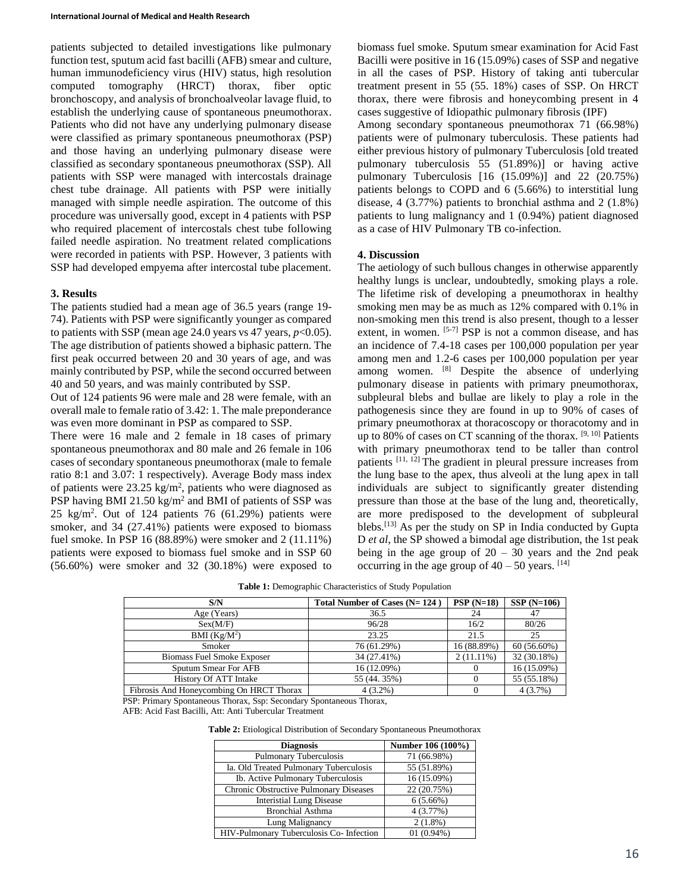patients subjected to detailed investigations like pulmonary function test, sputum acid fast bacilli (AFB) smear and culture, human immunodeficiency virus (HIV) status, high resolution computed tomography (HRCT) thorax, fiber optic bronchoscopy, and analysis of bronchoalveolar lavage fluid, to establish the underlying cause of spontaneous pneumothorax. Patients who did not have any underlying pulmonary disease were classified as primary spontaneous pneumothorax (PSP) and those having an underlying pulmonary disease were classified as secondary spontaneous pneumothorax (SSP). All patients with SSP were managed with intercostals drainage chest tube drainage. All patients with PSP were initially managed with simple needle aspiration. The outcome of this procedure was universally good, except in 4 patients with PSP who required placement of intercostals chest tube following failed needle aspiration. No treatment related complications were recorded in patients with PSP. However, 3 patients with SSP had developed empyema after intercostal tube placement.

### 3. Results

The patients studied had a mean age of 36.5 years (range 19-74). Patients with PSP were significantly younger as compared to patients with SSP (mean age 24.0 years vs 47 years, $p<0.05$). The age distribution of patients showed a biphasic pattern. The first peak occurred between 20 and 30 years of age, and was mainly contributed by PSP, while the second occurred between 40 and 50 years, and was mainly contributed by SSP.

Out of 124 patients 96 were male and 28 were female, with an overall male to female ratio of 3.42: 1. The male preponderance was even more dominant in PSP as compared to SSP.

There were 16 male and 2 female in 18 cases of primary spontaneous pneumothorax and 80 male and 26 female in 106 cases of secondary spontaneous pneumothorax (male to female ratio 8:1 and 3.07: 1 respectively). Average Body mass index of patients were 23.25 $kg/m^2$, patients who were diagnosed as PSP having BMI 21.50 $kg/m^2$ and BMI of patients of SSP was 25 $kg/m^2$. Out of 124 patients 76 (61.29%) patients were smoker, and 34 (27.41%) patients were exposed to biomass fuel smoke. In PSP 16 (88.89%) were smoker and 2 (11.11%) patients were exposed to biomass fuel smoke and in SSP 60 (56.60%) were smoker and 32 (30.18%) were exposed to biomass fuel smoke. Sputum smear examination for Acid Fast Bacilli were positive in 16 (15.09%) cases of SSP and negative in all the cases of PSP. History of taking anti tubercular treatment present in 55 (55. 18%) cases of SSP. On HRCT thorax, there were fibrosis and honeycombing present in 4 cases suggestive of Idiopathic pulmonary fibrosis (IPF)

Among secondary spontaneous pneumothorax 71 (66.98%) patients were of pulmonary tuberculosis. These patients had either previous history of pulmonary Tuberculosis [old treated pulmonary tuberculosis 55 (51.89%)] or having active pulmonary Tuberculosis [16 (15.09%)] and 22 (20.75%) patients belongs to COPD and 6 (5.66%) to interstitial lung disease, 4 (3.77%) patients to bronchial asthma and 2 (1.8%) patients to lung malignancy and 1 (0.94%) patient diagnosed as a case of HIV Pulmonary TB co-infection.

### 4. Discussion

The aetiology of such bullous changes in otherwise apparently healthy lungs is unclear, undoubtedly, smoking plays a role. The lifetime risk of developing a pneumothorax in healthy smoking men may be as much as 12% compared with 0.1% in non-smoking men this trend is also present, though to a lesser extent, in women. [5-7] PSP is not a common disease, and has an incidence of 7.4-18 cases per 100,000 population per year among men and 1.2-6 cases per 100,000 population per year among women. [8] Despite the absence of underlying pulmonary disease in patients with primary pneumothorax, subpleural blebs and bullae are likely to play a role in the pathogenesis since they are found in up to 90% of cases of primary pneumothorax at thoracoscopy or thoracotomy and in up to 80% of cases on CT scanning of the thorax. [9, 10] Patients with primary pneumothorax tend to be taller than control patients [11, 12] The gradient in pleural pressure increases from the lung base to the apex, thus alveoli at the lung apex in tall individuals are subject to significantly greater distending pressure than those at the base of the lung and, theoretically, are more predisposed to the development of subpleural blebs.[13] As per the study on SP in India conducted by Gupta D *et al*, the SP showed a bimodal age distribution, the 1st peak being in the age group of 20 – 30 years and the 2nd peak occurring in the age group of 40 – 50 years. [14]

**Table 1:** Demographic Characteristics of Study Population

| S/N | Total Number of Cases (N= 124 ) | PSP (N=18) | SSP (N=106) |
|---|---|---|---|
| Age (Years) | 36.5 | 24 | 47 |
| Sex(M/F) | 96/28 | 16/2 | 80/26 |
| BMI ($Kg/M^2$) | 23.25 | 21.5 | 25 |
| Smoker | 76 (61.29%) | 16 (88.89%) | 60 (56.60%) |
| Biomass Fuel Smoke Exposer | 34 (27.41%) | 2 (11.11%) | 32 (30.18%) |
| Sputum Smear For AFB | 16 (12.09%) | 0 | 16 (15.09%) |
| History Of ATT Intake | 55 (44. 35%) | 0 | 55 (55.18%) |
| Fibrosis And Honeycombing On HRCT Thorax | 4 (3.2%) | 0 | 4 (3.7%) |

PSP: Primary Spontaneous Thorax, Ssp: Secondary Spontaneous Thorax,
AFB: Acid Fast Bacilli, Att: Anti Tubercular Treatment

**Table 2:** Etiological Distribution of Secondary Spontaneous Pneumothorax

| Diagnosis | Number 106 (100%) |
|---|---|
| Pulmonary Tuberculosis | 71 (66.98%) |
| Ia. Old Treated Pulmonary Tuberculosis | 55 (51.89%) |
| Ib. Active Pulmonary Tuberculosis | 16 (15.09%) |
| Chronic Obstructive Pulmonary Diseases | 22 (20.75%) |
| Interistial Lung Disease | 6 (5.66%) |
| Bronchial Asthma | 4 (3.77%) |
| Lung Malignancy | 2 (1.8%) |
| HIV-Pulmonary Tuberculosis Co- Infection | 01 (0.94%) |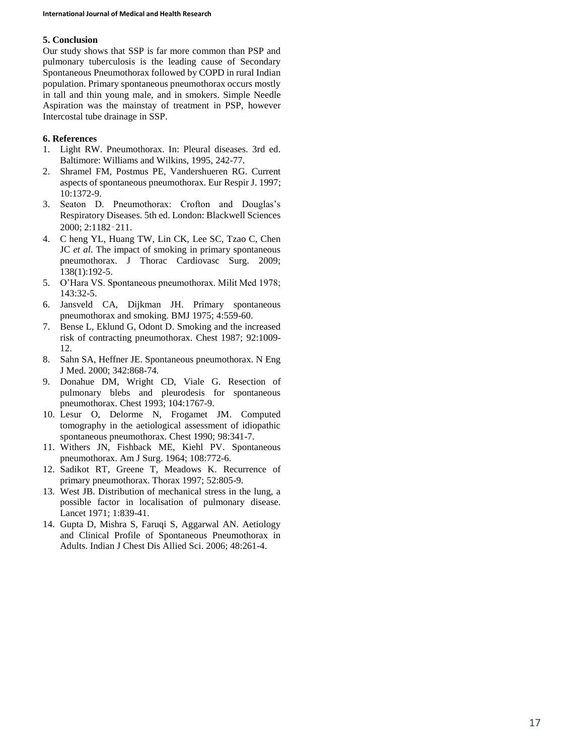## 5. Conclusion

Our study shows that SSP is far more common than PSP and pulmonary tuberculosis is the leading cause of Secondary Spontaneous Pneumothorax followed by COPD in rural Indian population. Primary spontaneous pneumothorax occurs mostly in tall and thin young male, and in smokers. Simple Needle Aspiration was the mainstay of treatment in PSP, however Intercostal tube drainage in SSP.

## 6. References

1. Light RW. Pneumothorax. In: Pleural diseases. 3rd ed. Baltimore: Williams and Wilkins, 1995, 242-77.
2. Shramel FM, Postmus PE, Vandershueren RG. Current aspects of spontaneous pneumothorax. Eur Respir J. 1997; 10:1372-9.
3. Seaton D. Pneumothorax: Crofton and Douglas's Respiratory Diseases. 5th ed. London: Blackwell Sciences 2000; 2:1182‑211.
4. C heng YL, Huang TW, Lin CK, Lee SC, Tzao C, Chen JC *et al*. The impact of smoking in primary spontaneous pneumothorax. J Thorac Cardiovasc Surg. 2009; 138(1):192-5.
5. O'Hara VS. Spontaneous pneumothorax. Milit Med 1978; 143:32-5.
6. Jansveld CA, Dijkman JH. Primary spontaneous pneumothorax and smoking. BMJ 1975; 4:559-60.
7. Bense L, Eklund G, Odont D. Smoking and the increased risk of contracting pneumothorax. Chest 1987; 92:1009-12.
8. Sahn SA, Heffner JE. Spontaneous pneumothorax. N Eng J Med. 2000; 342:868-74.
9. Donahue DM, Wright CD, Viale G. Resection of pulmonary blebs and pleurodesis for spontaneous pneumothorax. Chest 1993; 104:1767-9.
10. Lesur O, Delorme N, Frogamet JM. Computed tomography in the aetiological assessment of idiopathic spontaneous pneumothorax. Chest 1990; 98:341-7.
11. Withers JN, Fishback ME, Kiehl PV. Spontaneous pneumothorax. Am J Surg. 1964; 108:772-6.
12. Sadikot RT, Greene T, Meadows K. Recurrence of primary pneumothorax. Thorax 1997; 52:805-9.
13. West JB. Distribution of mechanical stress in the lung, a possible factor in localisation of pulmonary disease. Lancet 1971; 1:839-41.
14. Gupta D, Mishra S, Faruqi S, Aggarwal AN. Aetiology and Clinical Profile of Spontaneous Pneumothorax in Adults. Indian J Chest Dis Allied Sci. 2006; 48:261-4.